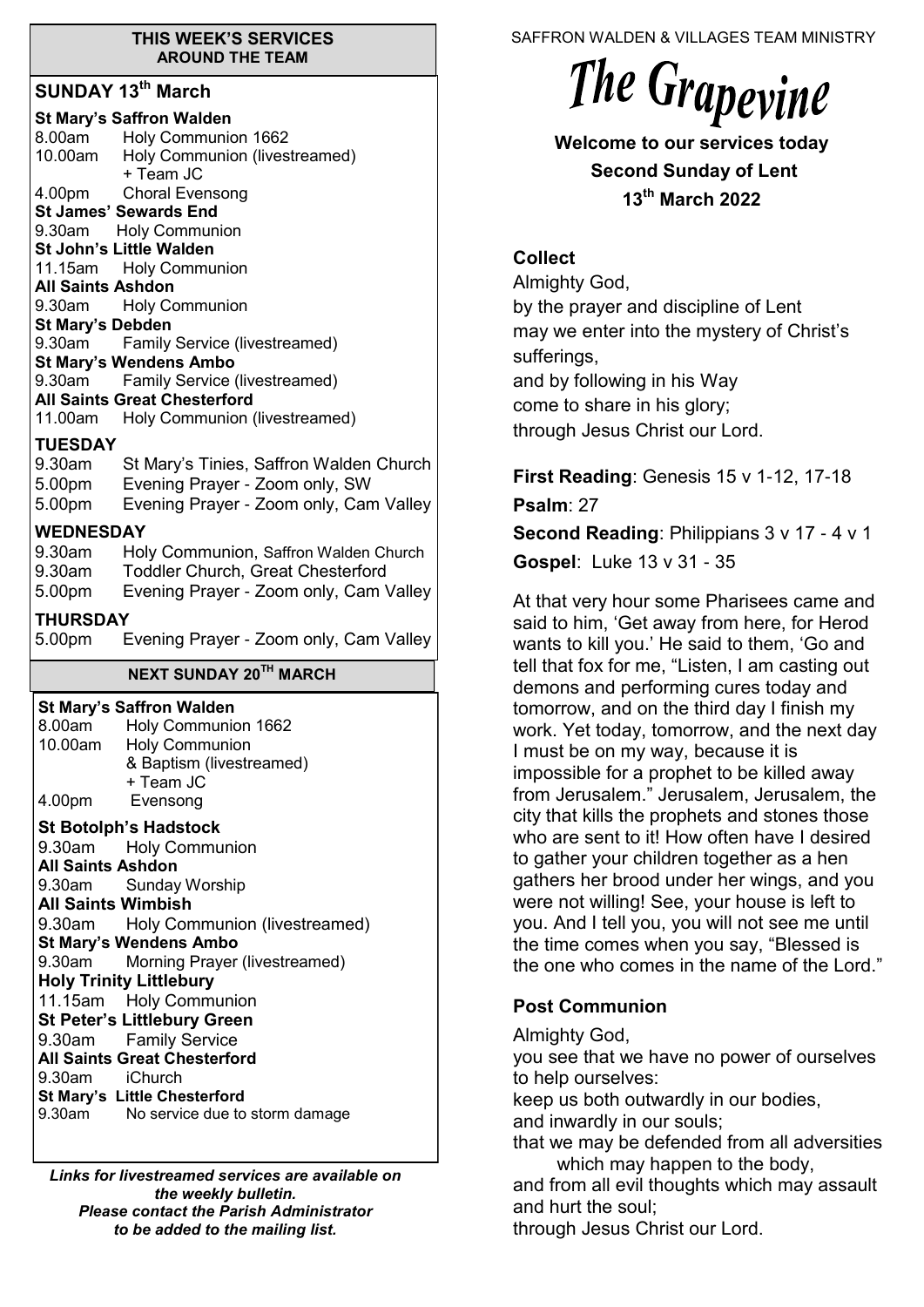**THIS WEEK'S SERVICES**
**AROUND THE TEAM**

## SUNDAY 13th March

**St Mary's Saffron Walden**
8.00am Holy Communion 1662
10.00am Holy Communion (livestreamed) + Team JC
4.00pm Choral Evensong

**St James' Sewards End**
9.30am Holy Communion

**St John's Little Walden**
11.15am Holy Communion

**All Saints Ashdon**
9.30am Holy Communion

**St Mary's Debden**
9.30am Family Service (livestreamed)

**St Mary's Wendens Ambo**
9.30am Family Service (livestreamed)

**All Saints Great Chesterford**
11.00am Holy Communion (livestreamed)

**TUESDAY**
9.30am St Mary's Tinies, Saffron Walden Church
5.00pm Evening Prayer - Zoom only, SW
5.00pm Evening Prayer - Zoom only, Cam Valley

**WEDNESDAY**
9.30am Holy Communion, Saffron Walden Church
9.30am Toddler Church, Great Chesterford
5.00pm Evening Prayer - Zoom only, Cam Valley

**THURSDAY**
5.00pm Evening Prayer - Zoom only, Cam Valley

## NEXT SUNDAY 20TH MARCH

**St Mary's Saffron Walden**
8.00am Holy Communion 1662
10.00am Holy Communion & Baptism (livestreamed) + Team JC
4.00pm Evensong

**St Botolph's Hadstock**
9.30am Holy Communion

**All Saints Ashdon**
9.30am Sunday Worship

**All Saints Wimbish**
9.30am Holy Communion (livestreamed)

**St Mary's Wendens Ambo**
9.30am Morning Prayer (livestreamed)

**Holy Trinity Littlebury**
11.15am Holy Communion

**St Peter's Littlebury Green**
9.30am Family Service

**All Saints Great Chesterford**
9.30am iChurch

**St Mary's Little Chesterford**
9.30am No service due to storm damage

***Links for livestreamed services are available on the weekly bulletin.***
***Please contact the Parish Administrator to be added to the mailing list.***

SAFFRON WALDEN & VILLAGES TEAM MINISTRY

# The Grapevine

**Welcome to our services today**
**Second Sunday of Lent**
**13th March 2022**

### Collect

Almighty God,
by the prayer and discipline of Lent
may we enter into the mystery of Christ's sufferings,
and by following in his Way
come to share in his glory;
through Jesus Christ our Lord.

**First Reading**: Genesis 15 v 1-12, 17-18

**Psalm**: 27

**Second Reading**: Philippians 3 v 17 - 4 v 1

**Gospel**: Luke 13 v 31 - 35

At that very hour some Pharisees came and said to him, 'Get away from here, for Herod wants to kill you.' He said to them, 'Go and tell that fox for me, "Listen, I am casting out demons and performing cures today and tomorrow, and on the third day I finish my work. Yet today, tomorrow, and the next day I must be on my way, because it is impossible for a prophet to be killed away from Jerusalem." Jerusalem, Jerusalem, the city that kills the prophets and stones those who are sent to it! How often have I desired to gather your children together as a hen gathers her brood under her wings, and you were not willing! See, your house is left to you. And I tell you, you will not see me until the time comes when you say, "Blessed is the one who comes in the name of the Lord."

### Post Communion

Almighty God,
you see that we have no power of ourselves to help ourselves:
keep us both outwardly in our bodies,
and inwardly in our souls;
that we may be defended from all adversities which may happen to the body,
and from all evil thoughts which may assault and hurt the soul;
through Jesus Christ our Lord.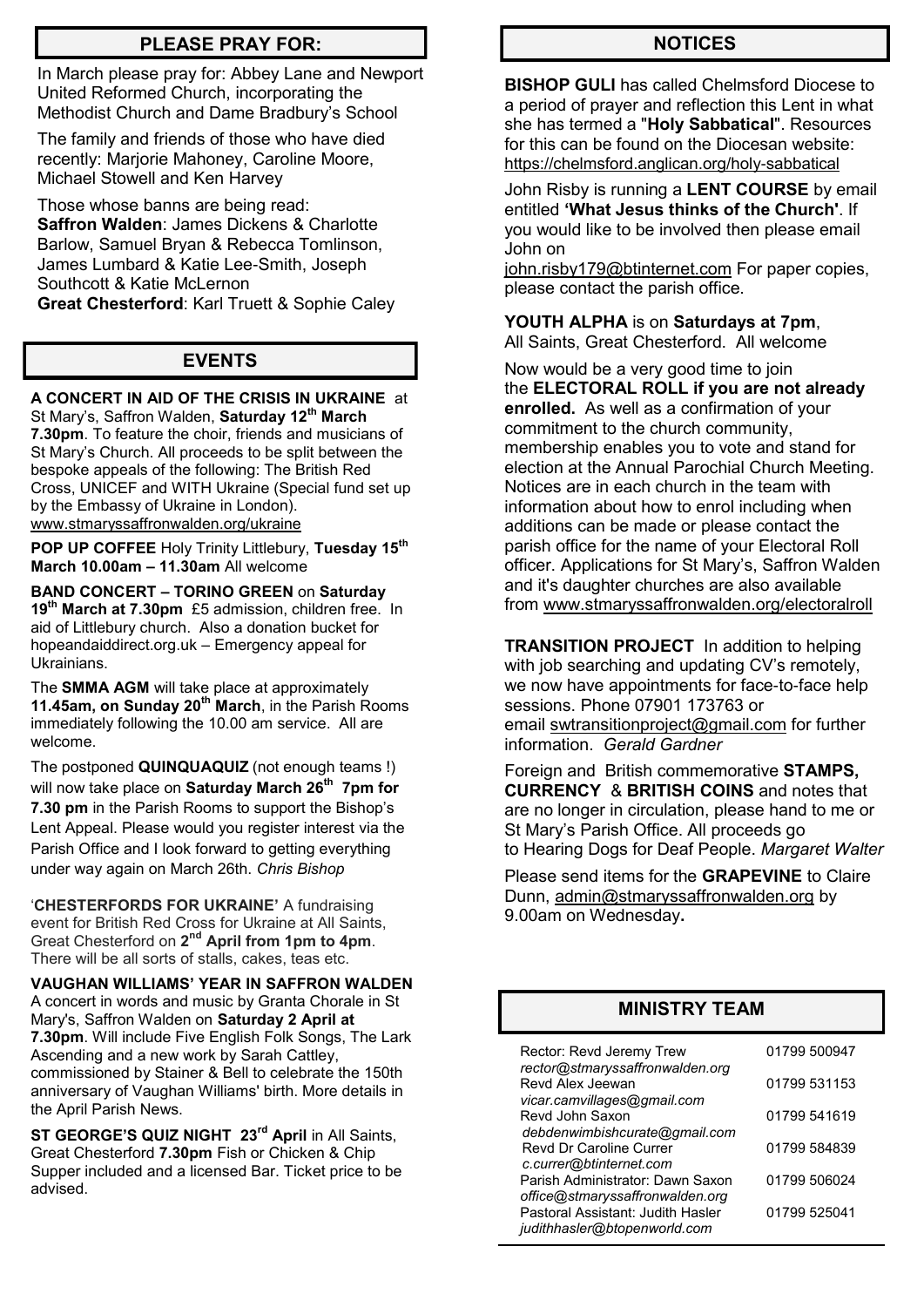## PLEASE PRAY FOR:

In March please pray for: Abbey Lane and Newport United Reformed Church, incorporating the Methodist Church and Dame Bradbury's School

The family and friends of those who have died recently: Marjorie Mahoney, Caroline Moore, Michael Stowell and Ken Harvey

Those whose banns are being read:
**Saffron Walden**: James Dickens & Charlotte Barlow, Samuel Bryan & Rebecca Tomlinson, James Lumbard & Katie Lee-Smith, Joseph Southcott & Katie McLernon
**Great Chesterford**: Karl Truett & Sophie Caley

## EVENTS

**A CONCERT IN AID OF THE CRISIS IN UKRAINE** at St Mary's, Saffron Walden, **Saturday 12th March 7.30pm**. To feature the choir, friends and musicians of St Mary's Church. All proceeds to be split between the bespoke appeals of the following: The British Red Cross, UNICEF and WITH Ukraine (Special fund set up by the Embassy of Ukraine in London). www.stmaryssaffronwalden.org/ukraine

**POP UP COFFEE** Holy Trinity Littlebury, **Tuesday 15th March 10.00am – 11.30am** All welcome

**BAND CONCERT – TORINO GREEN** on **Saturday 19th March at 7.30pm** £5 admission, children free. In aid of Littlebury church. Also a donation bucket for hopeandaiddirect.org.uk – Emergency appeal for Ukrainians.

The **SMMA AGM** will take place at approximately **11.45am, on Sunday 20th March**, in the Parish Rooms immediately following the 10.00 am service. All are welcome.

The postponed **QUINQUAQUIZ** (not enough teams !) will now take place on **Saturday March 26th 7pm for 7.30 pm** in the Parish Rooms to support the Bishop's Lent Appeal. Please would you register interest via the Parish Office and I look forward to getting everything under way again on March 26th. *Chris Bishop*

'**CHESTERFORDS FOR UKRAINE'** A fundraising event for British Red Cross for Ukraine at All Saints, Great Chesterford on **2nd April from 1pm to 4pm**. There will be all sorts of stalls, cakes, teas etc.

**VAUGHAN WILLIAMS' YEAR IN SAFFRON WALDEN** A concert in words and music by Granta Chorale in St Mary's, Saffron Walden on **Saturday 2 April at 7.30pm**. Will include Five English Folk Songs, The Lark Ascending and a new work by Sarah Cattley, commissioned by Stainer & Bell to celebrate the 150th anniversary of Vaughan Williams' birth. More details in the April Parish News.

**ST GEORGE'S QUIZ NIGHT 23rd April** in All Saints, Great Chesterford **7.30pm** Fish or Chicken & Chip Supper included and a licensed Bar. Ticket price to be advised.

## NOTICES

**BISHOP GULI** has called Chelmsford Diocese to a period of prayer and reflection this Lent in what she has termed a "**Holy Sabbatical**". Resources for this can be found on the Diocesan website: https://chelmsford.anglican.org/holy-sabbatical

John Risby is running a **LENT COURSE** by email entitled **'What Jesus thinks of the Church'**. If you would like to be involved then please email John on john.risby179@btinternet.com For paper copies, please contact the parish office.

**YOUTH ALPHA** is on **Saturdays at 7pm**, All Saints, Great Chesterford. All welcome

Now would be a very good time to join the **ELECTORAL ROLL if you are not already enrolled.** As well as a confirmation of your commitment to the church community, membership enables you to vote and stand for election at the Annual Parochial Church Meeting. Notices are in each church in the team with information about how to enrol including when additions can be made or please contact the parish office for the name of your Electoral Roll officer. Applications for St Mary's, Saffron Walden and it's daughter churches are also available from www.stmaryssaffronwalden.org/electoralroll

**TRANSITION PROJECT** In addition to helping with job searching and updating CV's remotely, we now have appointments for face-to-face help sessions. Phone 07901 173763 or email swtransitionproject@gmail.com for further information. *Gerald Gardner*

Foreign and British commemorative **STAMPS, CURRENCY** & **BRITISH COINS** and notes that are no longer in circulation, please hand to me or St Mary's Parish Office. All proceeds go to Hearing Dogs for Deaf People. *Margaret Walter*

Please send items for the **GRAPEVINE** to Claire Dunn, admin@stmaryssaffronwalden.org by 9.00am on Wednesday**.**

## MINISTRY TEAM

| | |
|---|---|
| Rector: Revd Jeremy Trew *rector@stmaryssaffronwalden.org* | 01799 500947 |
| Revd Alex Jeewan *vicar.camvillages@gmail.com* | 01799 531153 |
| Revd John Saxon *debdenwimbishcurate@gmail.com* | 01799 541619 |
| Revd Dr Caroline Currer *c.currer@btinternet.com* | 01799 584839 |
| Parish Administrator: Dawn Saxon *office@stmaryssaffronwalden.org* | 01799 506024 |
| Pastoral Assistant: Judith Hasler *judithhasler@btopenworld.com* | 01799 525041 |